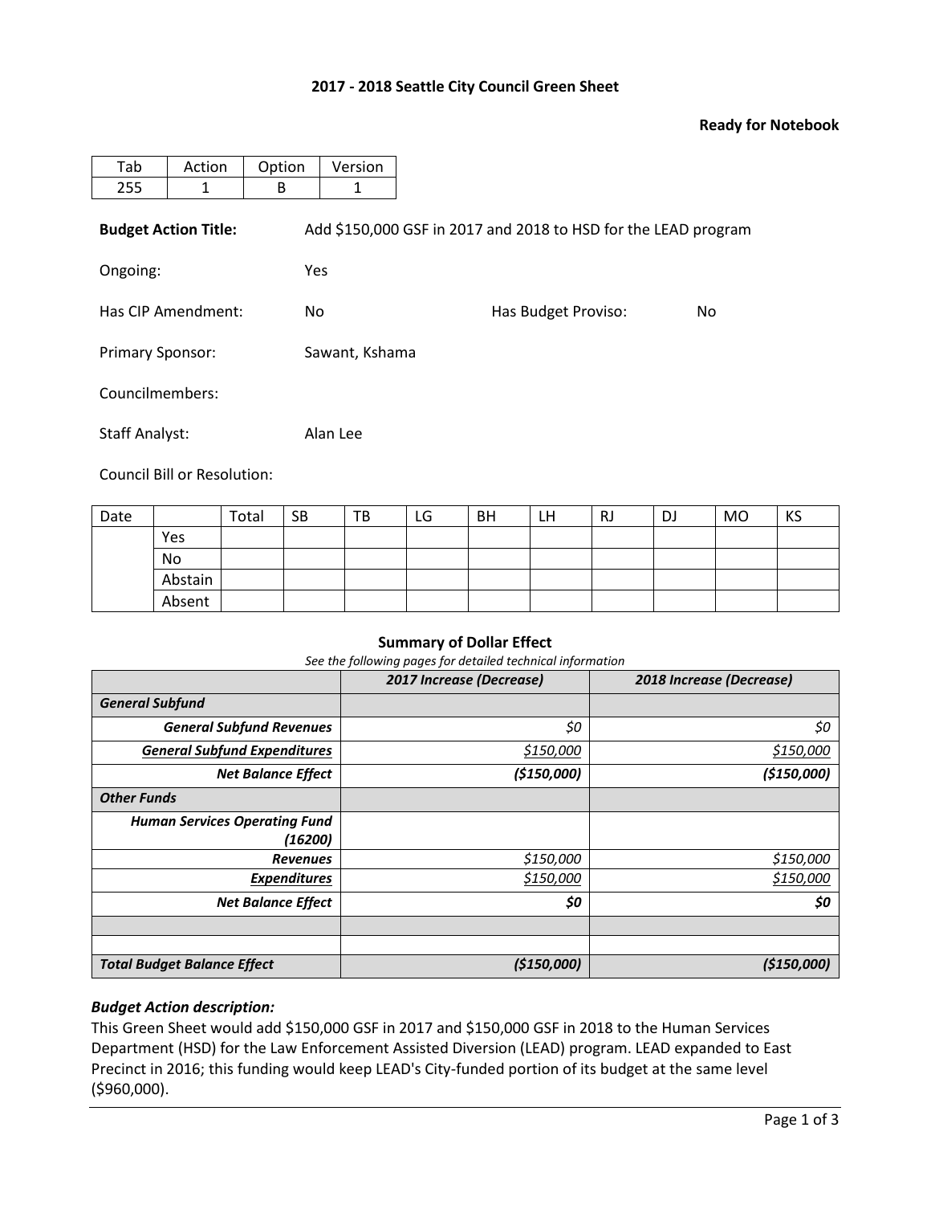# 2017 - 2018 Seattle City Council Green Sheet

**Ready for Notebook**

| Tab | Action | Option | Version |
| --- | --- | --- | --- |
| 255 | 1 | B | 1 |

**Budget Action Title:** Add $150,000 GSF in 2017 and 2018 to HSD for the LEAD program

Ongoing: Yes

Has CIP Amendment: No

Has Budget Proviso: No

Primary Sponsor: Sawant, Kshama

Councilmembers:

Staff Analyst: Alan Lee

Council Bill or Resolution:

| Date | | Total | SB | TB | LG | BH | LH | RJ | DJ | MO | KS |
| --- | --- | --- | --- | --- | --- | --- | --- | --- | --- | --- | --- |
| | Yes | | | | | | | | | | |
| | No | | | | | | | | | | |
| | Abstain | | | | | | | | | | |
| | Absent | | | | | | | | | | |

**Summary of Dollar Effect**

*See the following pages for detailed technical information*

| | ***2017 Increase (Decrease)*** | ***2018 Increase (Decrease)*** |
| --- | --- | --- |
| ***General Subfund*** | | |
| ***General Subfund Revenues*** | *$0* | *$0* |
| ***General Subfund Expenditures*** | *$150,000* | *$150,000* |
| ***Net Balance Effect*** | ***($150,000)*** | ***($150,000)*** |
| ***Other Funds*** | | |
| ***Human Services Operating Fund (16200)*** | | |
| ***Revenues*** | *$150,000* | *$150,000* |
| ***Expenditures*** | *$150,000* | *$150,000* |
| ***Net Balance Effect*** | ***$0*** | ***$0*** |
| | | |
| | | |
| ***Total Budget Balance Effect*** | ***($150,000)*** | ***($150,000)*** |

### *Budget Action description:*

This Green Sheet would add $150,000 GSF in 2017 and $150,000 GSF in 2018 to the Human Services Department (HSD) for the Law Enforcement Assisted Diversion (LEAD) program. LEAD expanded to East Precinct in 2016; this funding would keep LEAD's City-funded portion of its budget at the same level ($960,000).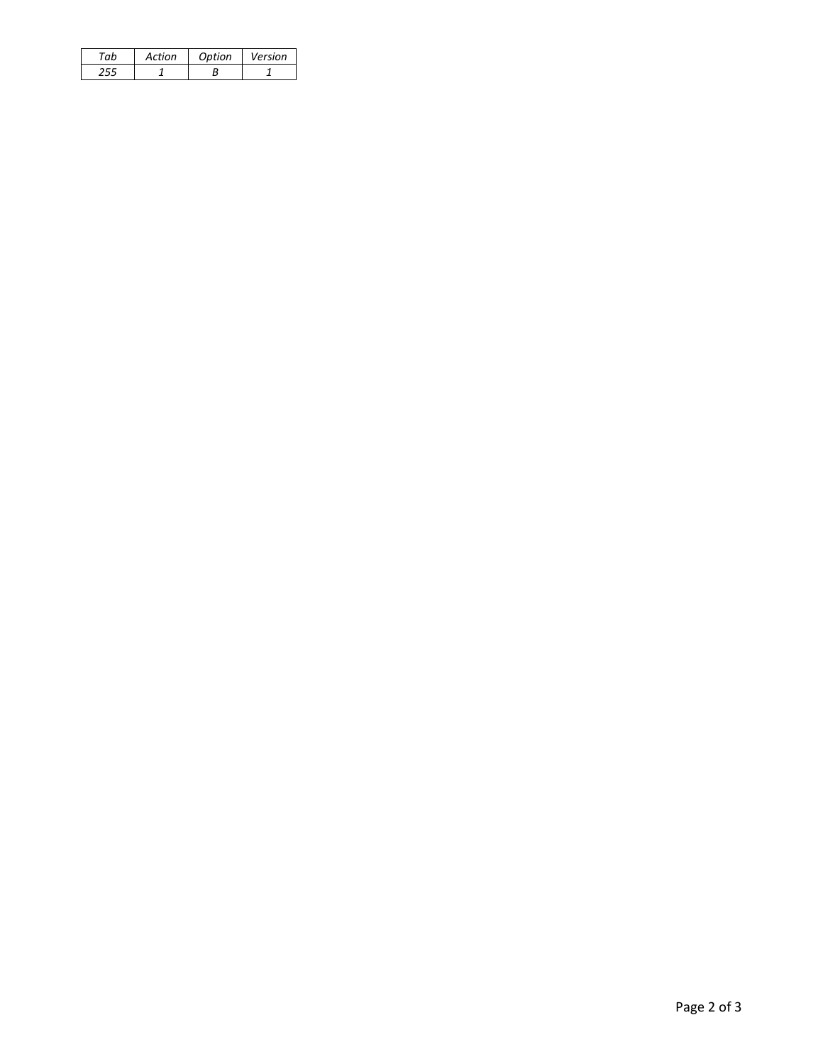| *Tab* | *Action* | *Option* | *Version* |
| --- | --- | --- | --- |
| *255* | *1* | *B* | *1* |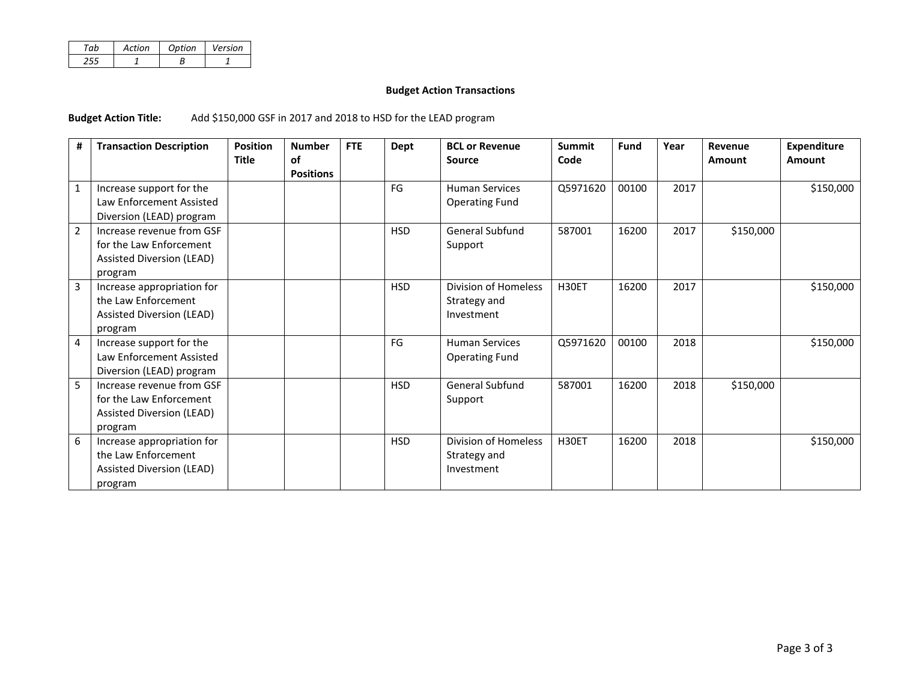| Tab | Action | Option | Version |
|---|---|---|---|
| 255 | 1 | B | 1 |

**Budget Action Transactions**

**Budget Action Title:** Add $150,000 GSF in 2017 and 2018 to HSD for the LEAD program

| # | Transaction Description | Position Title | Number of Positions | FTE | Dept | BCL or Revenue Source | Summit Code | Fund | Year | Revenue Amount | Expenditure Amount |
|---|---|---|---|---|---|---|---|---|---|---|---|
| 1 | Increase support for the Law Enforcement Assisted Diversion (LEAD) program | | | | FG | Human Services Operating Fund | Q5971620 | 00100 | 2017 | | $150,000 |
| 2 | Increase revenue from GSF for the Law Enforcement Assisted Diversion (LEAD) program | | | | HSD | General Subfund Support | 587001 | 16200 | 2017 | $150,000 | |
| 3 | Increase appropriation for the Law Enforcement Assisted Diversion (LEAD) program | | | | HSD | Division of Homeless Strategy and Investment | H30ET | 16200 | 2017 | | $150,000 |
| 4 | Increase support for the Law Enforcement Assisted Diversion (LEAD) program | | | | FG | Human Services Operating Fund | Q5971620 | 00100 | 2018 | | $150,000 |
| 5 | Increase revenue from GSF for the Law Enforcement Assisted Diversion (LEAD) program | | | | HSD | General Subfund Support | 587001 | 16200 | 2018 | $150,000 | |
| 6 | Increase appropriation for the Law Enforcement Assisted Diversion (LEAD) program | | | | HSD | Division of Homeless Strategy and Investment | H30ET | 16200 | 2018 | | $150,000 |